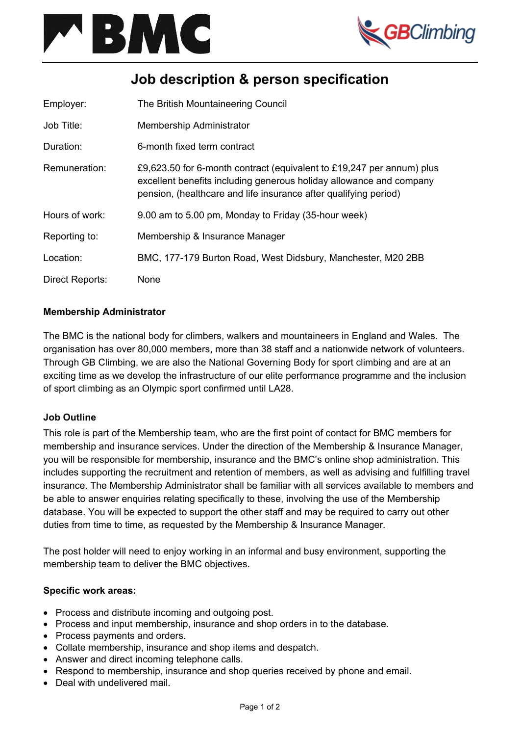# Job description & person specification

| | |
|---|---|
| Employer: | The British Mountaineering Council |
| Job Title: | Membership Administrator |
| Duration: | 6-month fixed term contract |
| Remuneration: | £9,623.50 for 6-month contract (equivalent to £19,247 per annum) plus excellent benefits including generous holiday allowance and company pension, (healthcare and life insurance after qualifying period) |
| Hours of work: | 9.00 am to 5.00 pm, Monday to Friday (35-hour week) |
| Reporting to: | Membership & Insurance Manager |
| Location: | BMC, 177-179 Burton Road, West Didsbury, Manchester, M20 2BB |
| Direct Reports: | None |

**Membership Administrator**

The BMC is the national body for climbers, walkers and mountaineers in England and Wales. The organisation has over 80,000 members, more than 38 staff and a nationwide network of volunteers. Through GB Climbing, we are also the National Governing Body for sport climbing and are at an exciting time as we develop the infrastructure of our elite performance programme and the inclusion of sport climbing as an Olympic sport confirmed until LA28.

**Job Outline**

This role is part of the Membership team, who are the first point of contact for BMC members for membership and insurance services. Under the direction of the Membership & Insurance Manager, you will be responsible for membership, insurance and the BMC's online shop administration. This includes supporting the recruitment and retention of members, as well as advising and fulfilling travel insurance. The Membership Administrator shall be familiar with all services available to members and be able to answer enquiries relating specifically to these, involving the use of the Membership database. You will be expected to support the other staff and may be required to carry out other duties from time to time, as requested by the Membership & Insurance Manager.

The post holder will need to enjoy working in an informal and busy environment, supporting the membership team to deliver the BMC objectives.

**Specific work areas:**

- Process and distribute incoming and outgoing post.
- Process and input membership, insurance and shop orders in to the database.
- Process payments and orders.
- Collate membership, insurance and shop items and despatch.
- Answer and direct incoming telephone calls.
- Respond to membership, insurance and shop queries received by phone and email.
- Deal with undelivered mail.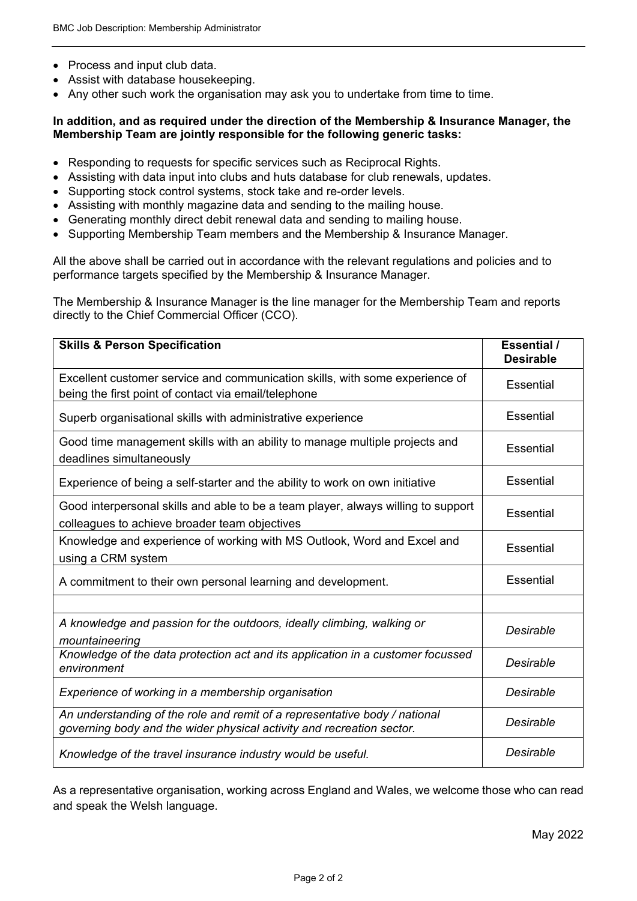- Process and input club data.
- Assist with database housekeeping.
- Any other such work the organisation may ask you to undertake from time to time.

**In addition, and as required under the direction of the Membership & Insurance Manager, the Membership Team are jointly responsible for the following generic tasks:**

- Responding to requests for specific services such as Reciprocal Rights.
- Assisting with data input into clubs and huts database for club renewals, updates.
- Supporting stock control systems, stock take and re-order levels.
- Assisting with monthly magazine data and sending to the mailing house.
- Generating monthly direct debit renewal data and sending to mailing house.
- Supporting Membership Team members and the Membership & Insurance Manager.

All the above shall be carried out in accordance with the relevant regulations and policies and to performance targets specified by the Membership & Insurance Manager.

The Membership & Insurance Manager is the line manager for the Membership Team and reports directly to the Chief Commercial Officer (CCO).

| **Skills & Person Specification** | **Essential / Desirable** |
|---|---|
| Excellent customer service and communication skills, with some experience of being the first point of contact via email/telephone | Essential |
| Superb organisational skills with administrative experience | Essential |
| Good time management skills with an ability to manage multiple projects and deadlines simultaneously | Essential |
| Experience of being a self-starter and the ability to work on own initiative | Essential |
| Good interpersonal skills and able to be a team player, always willing to support colleagues to achieve broader team objectives | Essential |
| Knowledge and experience of working with MS Outlook, Word and Excel and using a CRM system | Essential |
| A commitment to their own personal learning and development. | Essential |
| | |
| *A knowledge and passion for the outdoors, ideally climbing, walking or mountaineering* | *Desirable* |
| *Knowledge of the data protection act and its application in a customer focussed environment* | *Desirable* |
| *Experience of working in a membership organisation* | *Desirable* |
| *An understanding of the role and remit of a representative body / national governing body and the wider physical activity and recreation sector.* | *Desirable* |
| *Knowledge of the travel insurance industry would be useful.* | *Desirable* |

As a representative organisation, working across England and Wales, we welcome those who can read and speak the Welsh language.

May 2022